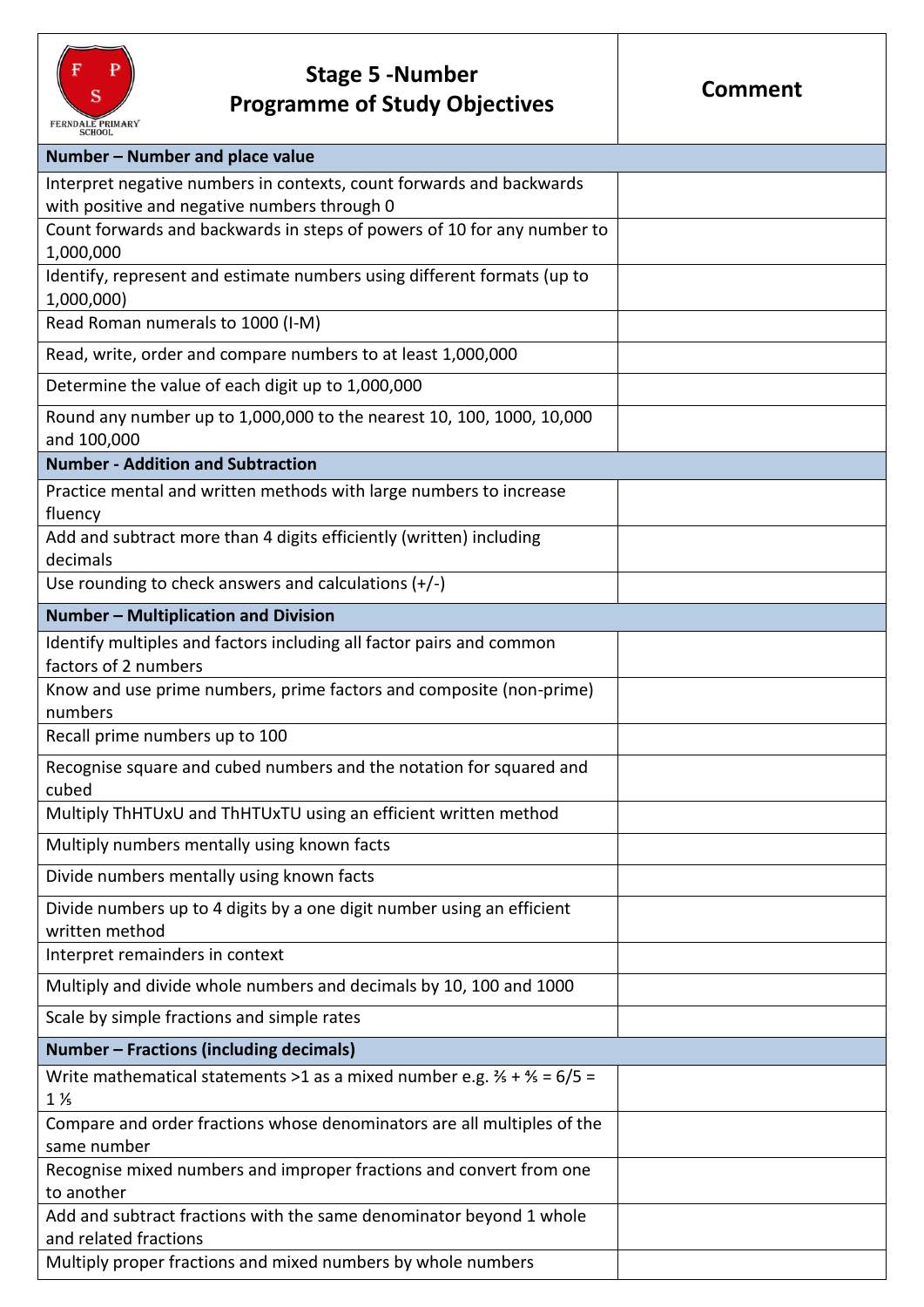| FERNDALE PRIMARY SCHOOL **Stage 5 -Number Programme of Study Objectives** | **Comment** |
|---|---|
| **Number – Number and place value** | |
| Interpret negative numbers in contexts, count forwards and backwards with positive and negative numbers through 0 | |
| Count forwards and backwards in steps of powers of 10 for any number to 1,000,000 | |
| Identify, represent and estimate numbers using different formats (up to 1,000,000) | |
| Read Roman numerals to 1000 (I-M) | |
| Read, write, order and compare numbers to at least 1,000,000 | |
| Determine the value of each digit up to 1,000,000 | |
| Round any number up to 1,000,000 to the nearest 10, 100, 1000, 10,000 and 100,000 | |
| **Number - Addition and Subtraction** | |
| Practice mental and written methods with large numbers to increase fluency | |
| Add and subtract more than 4 digits efficiently (written) including decimals | |
| Use rounding to check answers and calculations (+/-) | |
| **Number – Multiplication and Division** | |
| Identify multiples and factors including all factor pairs and common factors of 2 numbers | |
| Know and use prime numbers, prime factors and composite (non-prime) numbers | |
| Recall prime numbers up to 100 | |
| Recognise square and cubed numbers and the notation for squared and cubed | |
| Multiply ThHTUxU and ThHTUxTU using an efficient written method | |
| Multiply numbers mentally using known facts | |
| Divide numbers mentally using known facts | |
| Divide numbers up to 4 digits by a one digit number using an efficient written method | |
| Interpret remainders in context | |
| Multiply and divide whole numbers and decimals by 10, 100 and 1000 | |
| Scale by simple fractions and simple rates | |
| **Number – Fractions (including decimals)** | |
| Write mathematical statements >1 as a mixed number e.g. $\frac{2}{5} + \frac{4}{5} = \frac{6}{5} = 1\frac{1}{5}$ | |
| Compare and order fractions whose denominators are all multiples of the same number | |
| Recognise mixed numbers and improper fractions and convert from one to another | |
| Add and subtract fractions with the same denominator beyond 1 whole and related fractions | |
| Multiply proper fractions and mixed numbers by whole numbers | |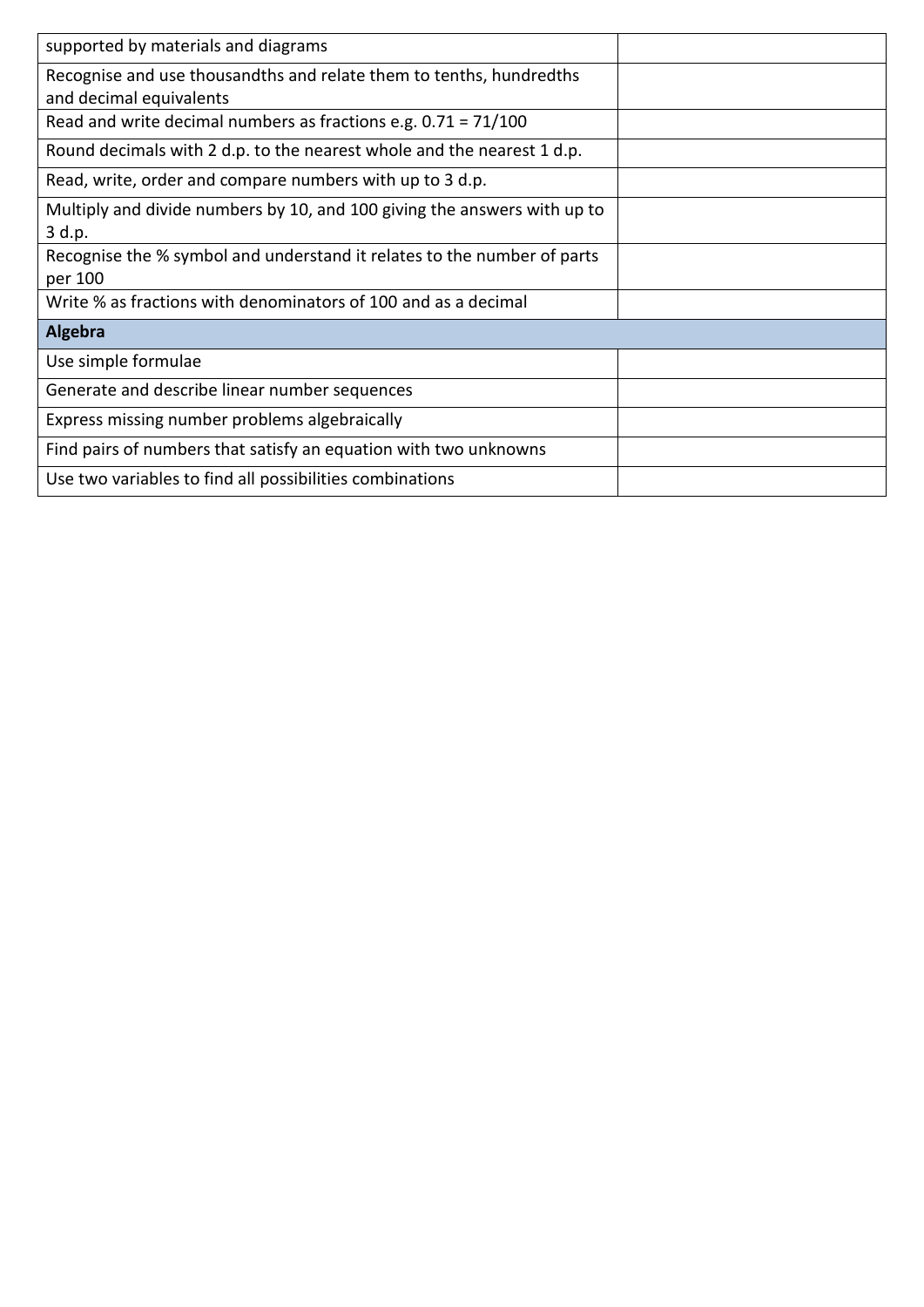| | |
|---|---|
| supported by materials and diagrams | |
| Recognise and use thousandths and relate them to tenths, hundredths and decimal equivalents | |
| Read and write decimal numbers as fractions e.g. 0.71 = 71/100 | |
| Round decimals with 2 d.p. to the nearest whole and the nearest 1 d.p. | |
| Read, write, order and compare numbers with up to 3 d.p. | |
| Multiply and divide numbers by 10, and 100 giving the answers with up to 3 d.p. | |
| Recognise the % symbol and understand it relates to the number of parts per 100 | |
| Write % as fractions with denominators of 100 and as a decimal | |
| **Algebra** | |
| Use simple formulae | |
| Generate and describe linear number sequences | |
| Express missing number problems algebraically | |
| Find pairs of numbers that satisfy an equation with two unknowns | |
| Use two variables to find all possibilities combinations | |